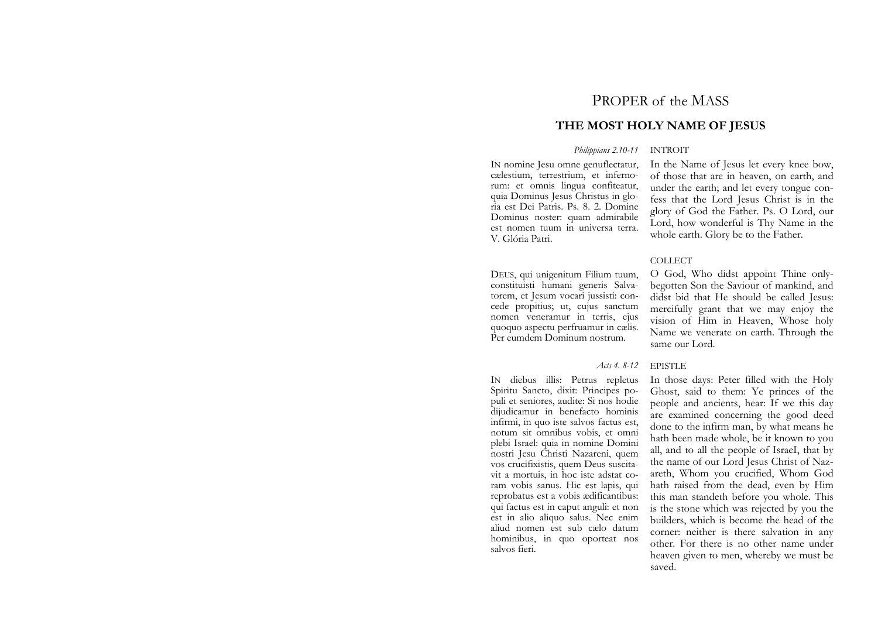# PROPER of the MASS

## THE MOST HOLY NAME OF JESUS

*Philippians 2.10-11* INTROIT

IN nomine Jesu omne genuflectatur, cælestium, terrestrium, et infernorum: et omnis lingua confiteatur, quia Dominus Jesus Christus in gloria est Dei Patris. Ps. 8. 2. Domine Dominus noster: quam admirabile est nomen tuum in universa terra. V. Glória Patri.

In the Name of Jesus let every knee bow, of those that are in heaven, on earth, and under the earth; and let every tongue confess that the Lord Jesus Christ is in the glory of God the Father. Ps. O Lord, our Lord, how wonderful is Thy Name in the whole earth. Glory be to the Father.

COLLECT

DEUS, qui unigenitum Filium tuum, constituisti humani generis Salvatorem, et Jesum vocari jussisti: concede propitius; ut, cujus sanctum nomen veneramur in terris, ejus quoquo aspectu perfruamur in cælis. Per eumdem Dominum nostrum.

O God, Who didst appoint Thine only-begotten Son the Saviour of mankind, and didst bid that He should be called Jesus: mercifully grant that we may enjoy the vision of Him in Heaven, Whose holy Name we venerate on earth. Through the same our Lord.

*Acts 4. 8-12* EPISTLE

IN diebus illis: Petrus repletus Spiritu Sancto, dixit: Principes populi et seniores, audite: Si nos hodie dijudicamur in benefacto hominis infirmi, in quo iste salvos factus est, notum sit omnibus vobis, et omni plebi Israel: quia in nomine Domini nostri Jesu Christi Nazareni, quem vos crucifixistis, quem Deus suscitavit a mortuis, in hoc iste adstat coram vobis sanus. Hic est lapis, qui reprobatus est a vobis ædificantibus: qui factus est in caput anguli: et non est in alio aliquo salus. Nec enim aliud nomen est sub cælo datum hominibus, in quo oporteat nos salvos fieri.

In those days: Peter filled with the Holy Ghost, said to them: Ye princes of the people and ancients, hear: If we this day are examined concerning the good deed done to the infirm man, by what means he hath been made whole, be it known to you all, and to all the people of IsraeI, that by the name of our Lord Jesus Christ of Nazareth, Whom you crucified, Whom God hath raised from the dead, even by Him this man standeth before you whole. This is the stone which was rejected by you the builders, which is become the head of the corner: neither is there salvation in any other. For there is no other name under heaven given to men, whereby we must be saved.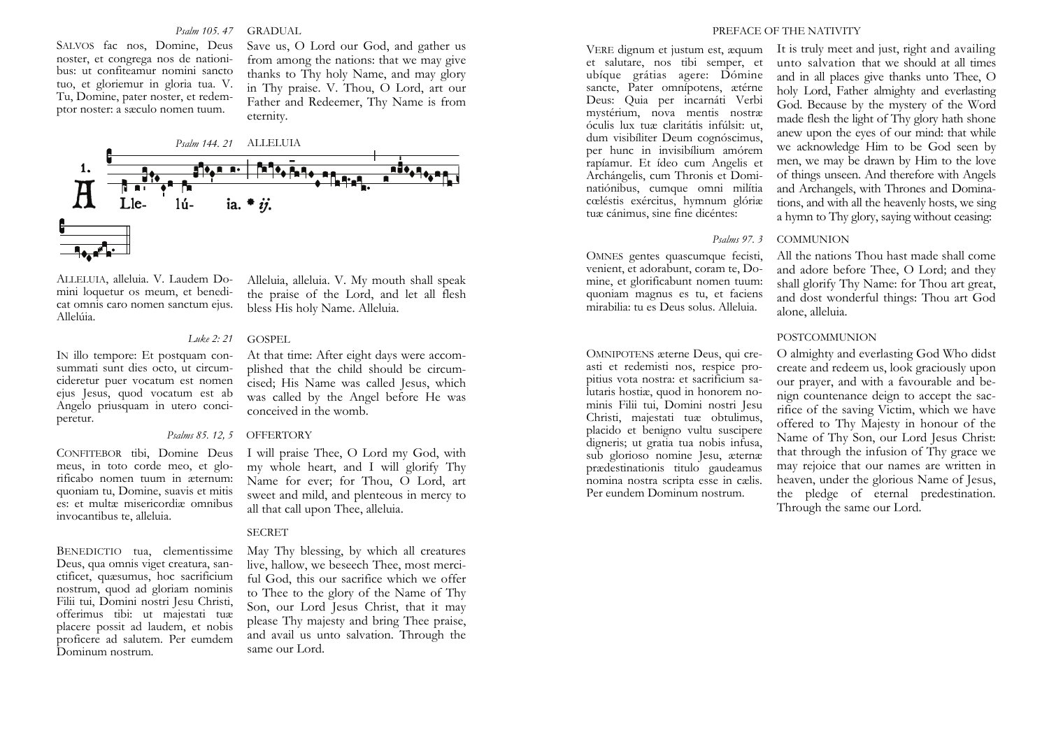*Psalm 105. 47* GRADUAL

SALVOS fac nos, Domine, Deus noster, et congrega nos de nationibus: ut confiteamur nomini sancto tuo, et gloriemur in gloria tua. V. Tu, Domine, pater noster, et redemptor noster: a sæculo nomen tuum.

Save us, O Lord our God, and gather us from among the nations: that we may give thanks to Thy holy Name, and may glory in Thy praise. V. Thou, O Lord, art our Father and Redeemer, Thy Name is from eternity.

*Psalm 144. 21* ALLELUIA

1. A Lle- lú- ia. * *ij.*

ALLELUIA, alleluia. V. Laudem Domini loquetur os meum, et benedicat omnis caro nomen sanctum ejus. Allelúia.

Alleluia, alleluia. V. My mouth shall speak the praise of the Lord, and let all flesh bless His holy Name. Alleluia.

*Luke 2: 21* GOSPEL

IN illo tempore: Et postquam consummati sunt dies octo, ut circumcideretur puer vocatum est nomen ejus Jesus, quod vocatum est ab Angelo priusquam in utero conciperetur.

At that time: After eight days were accomplished that the child should be circumcised; His Name was called Jesus, which was called by the Angel before He was conceived in the womb.

*Psalms 85. 12, 5* OFFERTORY

CONFITEBOR tibi, Domine Deus meus, in toto corde meo, et glorificabo nomen tuum in æternum: quoniam tu, Domine, suavis et mitis es: et multæ misericordiæ omnibus invocantibus te, alleluia.

I will praise Thee, O Lord my God, with my whole heart, and I will glorify Thy Name for ever; for Thou, O Lord, art sweet and mild, and plenteous in mercy to all that call upon Thee, alleluia.

SECRET

BENEDICTIO tua, clementissime Deus, qua omnis viget creatura, sanctificet, quæsumus, hoc sacrificium nostrum, quod ad gloriam nominis Filii tui, Domini nostri Jesu Christi, offerimus tibi: ut majestati tuæ placere possit ad laudem, et nobis proficere ad salutem. Per eumdem Dominum nostrum.

May Thy blessing, by which all creatures live, hallow, we beseech Thee, most merciful God, this our sacrifice which we offer to Thee to the glory of the Name of Thy Son, our Lord Jesus Christ, that it may please Thy majesty and bring Thee praise, and avail us unto salvation. Through the same our Lord.

PREFACE OF THE NATIVITY

VERE dignum et justum est, æquum et salutare, nos tibi semper, et ubíque grátias agere: Dómine sancte, Pater omnípotens, ætérne Deus: Quia per incarnáti Verbi mystérium, nova mentis nostræ óculis lux tuæ claritátis infúlsit: ut, dum visibíliter Deum cognóscimus, per hunc in invisibílium amórem rapíamur. Et ídeo cum Angelis et Archángelis, cum Thronis et Dominatiónibus, cumque omni milítia cœléstis exércitus, hymnum glóriæ tuæ cánimus, sine fine dicéntes:

It is truly meet and just, right and availing unto salvation that we should at all times and in all places give thanks unto Thee, O holy Lord, Father almighty and everlasting God. Because by the mystery of the Word made flesh the light of Thy glory hath shone anew upon the eyes of our mind: that while we acknowledge Him to be God seen by men, we may be drawn by Him to the love of things unseen. And therefore with Angels and Archangels, with Thrones and Dominations, and with all the heavenly hosts, we sing a hymn to Thy glory, saying without ceasing:

*Psalms 97. 3* COMMUNION

OMNES gentes quascumque fecisti, venient, et adorabunt, coram te, Domine, et glorificabunt nomen tuum: quoniam magnus es tu, et faciens mirabilia: tu es Deus solus. Alleluia.

All the nations Thou hast made shall come and adore before Thee, O Lord; and they shall glorify Thy Name: for Thou art great, and dost wonderful things: Thou art God alone, alleluia.

POSTCOMMUNION

OMNIPOTENS æterne Deus, qui creasti et redemisti nos, respice propitius vota nostra: et sacrificium salutaris hostiæ, quod in honorem nominis Filii tui, Domini nostri Jesu Christi, majestati tuæ obtulimus, placido et benigno vultu suscipere digneris; ut gratia tua nobis infusa, sub glorioso nomine Jesu, æternæ prædestinationis titulo gaudeamus nomina nostra scripta esse in cælis. Per eumdem Dominum nostrum.

O almighty and everlasting God Who didst create and redeem us, look graciously upon our prayer, and with a favourable and benign countenance deign to accept the sacrifice of the saving Victim, which we have offered to Thy Majesty in honour of the Name of Thy Son, our Lord Jesus Christ: that through the infusion of Thy grace we may rejoice that our names are written in heaven, under the glorious Name of Jesus, the pledge of eternal predestination. Through the same our Lord.